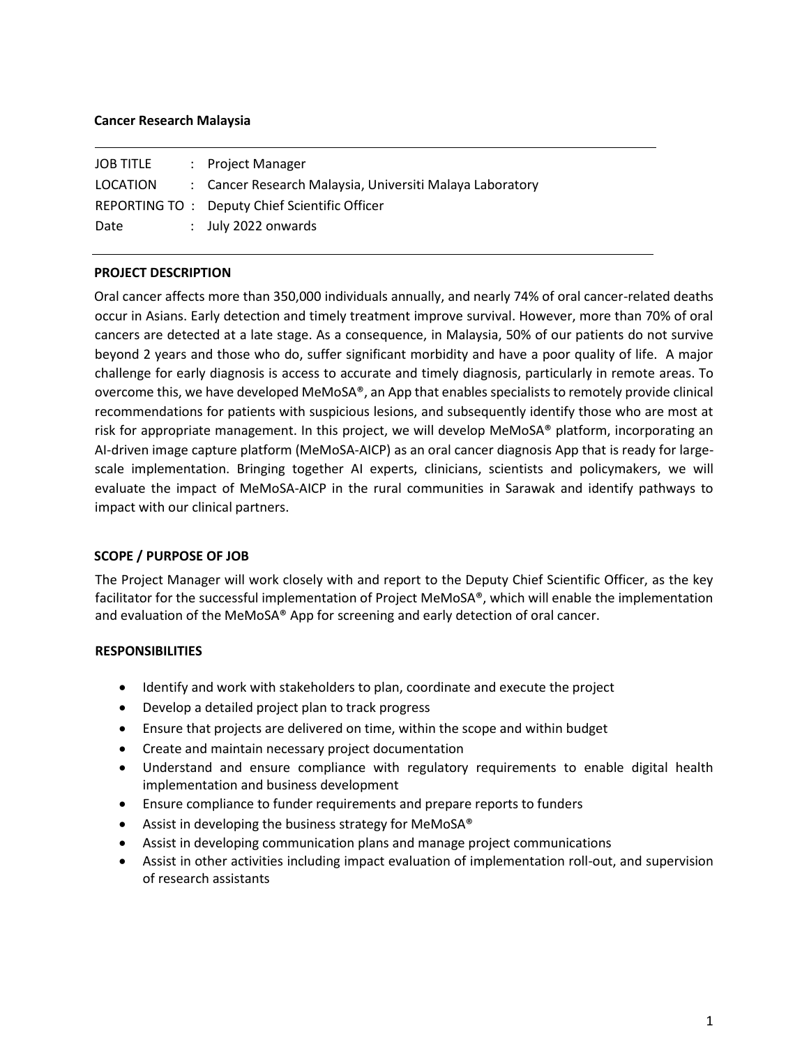**Cancer Research Malaysia**

| | |
|---|---|
| JOB TITLE | : Project Manager |
| LOCATION | : Cancer Research Malaysia, Universiti Malaya Laboratory |
| REPORTING TO | : Deputy Chief Scientific Officer |
| Date | : July 2022 onwards |

**PROJECT DESCRIPTION**

Oral cancer affects more than 350,000 individuals annually, and nearly 74% of oral cancer-related deaths occur in Asians. Early detection and timely treatment improve survival. However, more than 70% of oral cancers are detected at a late stage. As a consequence, in Malaysia, 50% of our patients do not survive beyond 2 years and those who do, suffer significant morbidity and have a poor quality of life. A major challenge for early diagnosis is access to accurate and timely diagnosis, particularly in remote areas. To overcome this, we have developed MeMoSA®, an App that enables specialists to remotely provide clinical recommendations for patients with suspicious lesions, and subsequently identify those who are most at risk for appropriate management. In this project, we will develop MeMoSA® platform, incorporating an AI-driven image capture platform (MeMoSA-AICP) as an oral cancer diagnosis App that is ready for large-scale implementation. Bringing together AI experts, clinicians, scientists and policymakers, we will evaluate the impact of MeMoSA-AICP in the rural communities in Sarawak and identify pathways to impact with our clinical partners.

**SCOPE / PURPOSE OF JOB**

The Project Manager will work closely with and report to the Deputy Chief Scientific Officer, as the key facilitator for the successful implementation of Project MeMoSA®, which will enable the implementation and evaluation of the MeMoSA® App for screening and early detection of oral cancer.

**RESPONSIBILITIES**

- Identify and work with stakeholders to plan, coordinate and execute the project
- Develop a detailed project plan to track progress
- Ensure that projects are delivered on time, within the scope and within budget
- Create and maintain necessary project documentation
- Understand and ensure compliance with regulatory requirements to enable digital health implementation and business development
- Ensure compliance to funder requirements and prepare reports to funders
- Assist in developing the business strategy for MeMoSA®
- Assist in developing communication plans and manage project communications
- Assist in other activities including impact evaluation of implementation roll-out, and supervision of research assistants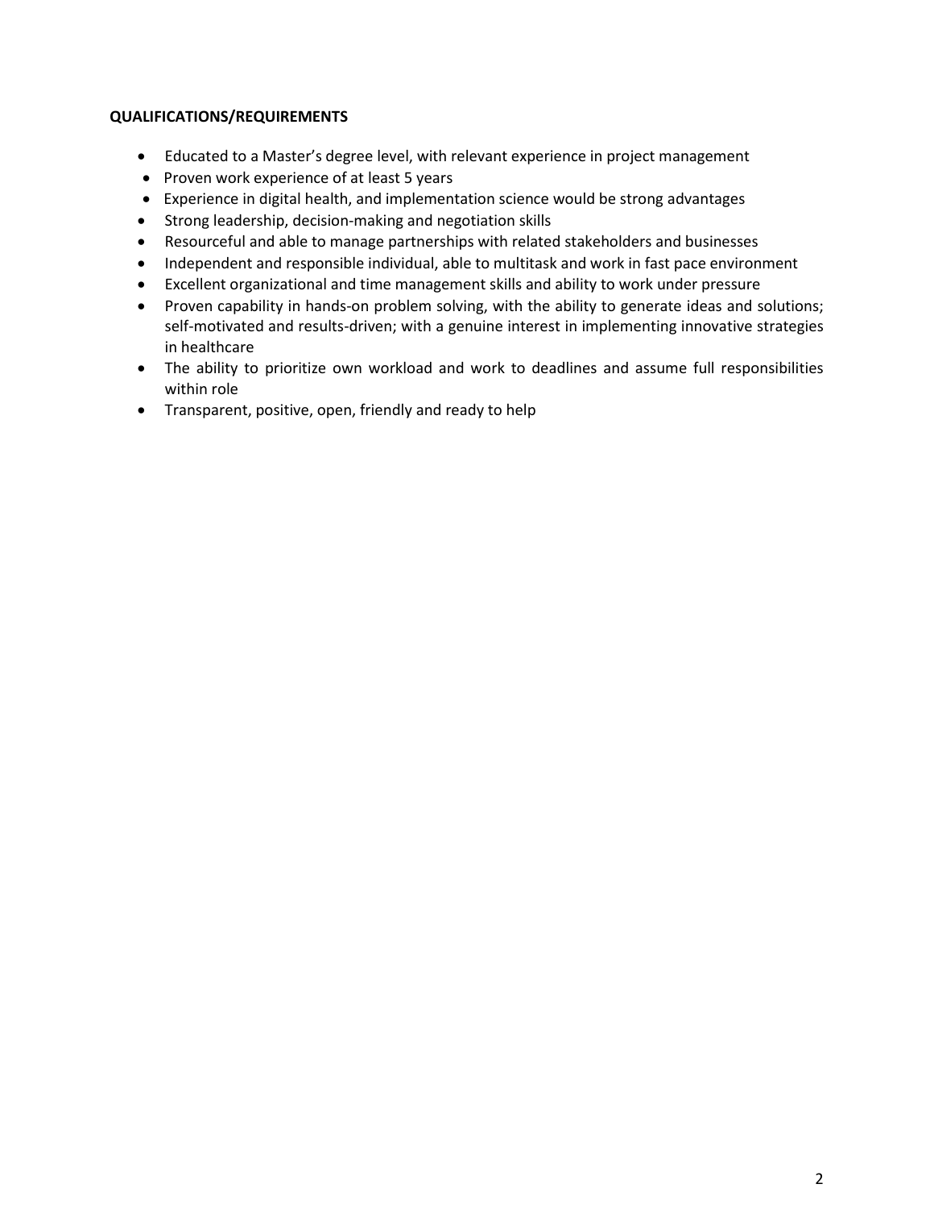**QUALIFICATIONS/REQUIREMENTS**

- Educated to a Master's degree level, with relevant experience in project management
- Proven work experience of at least 5 years
- Experience in digital health, and implementation science would be strong advantages
- Strong leadership, decision-making and negotiation skills
- Resourceful and able to manage partnerships with related stakeholders and businesses
- Independent and responsible individual, able to multitask and work in fast pace environment
- Excellent organizational and time management skills and ability to work under pressure
- Proven capability in hands-on problem solving, with the ability to generate ideas and solutions; self-motivated and results-driven; with a genuine interest in implementing innovative strategies in healthcare
- The ability to prioritize own workload and work to deadlines and assume full responsibilities within role
- Transparent, positive, open, friendly and ready to help